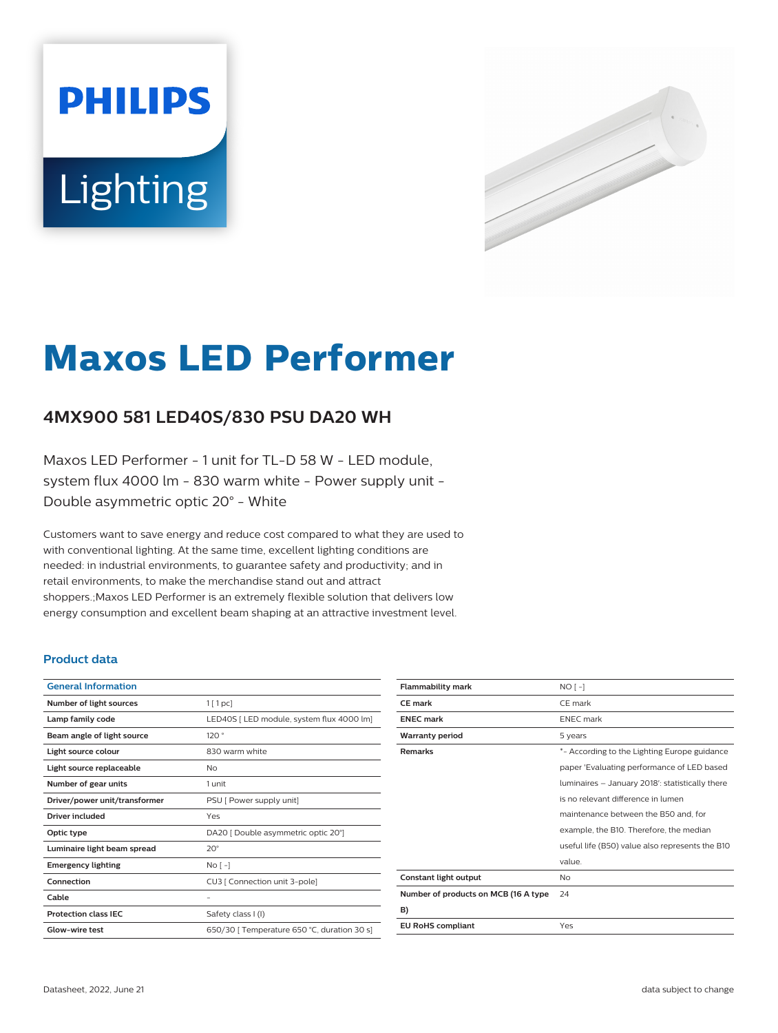# Maxos LED Performer

## 4MX900 581 LED40S/830 PSU DA20 WH

Maxos LED Performer - 1 unit for TL-D 58 W - LED module, system flux 4000 lm - 830 warm white - Power supply unit - Double asymmetric optic 20° - White

Customers want to save energy and reduce cost compared to what they are used to with conventional lighting. At the same time, excellent lighting conditions are needed: in industrial environments, to guarantee safety and productivity; and in retail environments, to make the merchandise stand out and attract shoppers.;Maxos LED Performer is an extremely flexible solution that delivers low energy consumption and excellent beam shaping at an attractive investment level.

### Product data

| General Information | |
|---|---|
| Number of light sources | 1 [ 1 pc] |
| Lamp family code | LED40S [ LED module, system flux 4000 lm] |
| Beam angle of light source | 120 ° |
| Light source colour | 830 warm white |
| Light source replaceable | No |
| Number of gear units | 1 unit |
| Driver/power unit/transformer | PSU [ Power supply unit] |
| Driver included | Yes |
| Optic type | DA20 [ Double asymmetric optic 20°] |
| Luminaire light beam spread | 20° |
| Emergency lighting | No [ -] |
| Connection | CU3 [ Connection unit 3-pole] |
| Cable | - |
| Protection class IEC | Safety class I (I) |
| Glow-wire test | 650/30 [ Temperature 650 °C, duration 30 s] |
| Flammability mark | NO [ -] |
| CE mark | CE mark |
| ENEC mark | ENEC mark |
| Warranty period | 5 years |
| Remarks | *- According to the Lighting Europe guidance paper 'Evaluating performance of LED based luminaires – January 2018': statistically there is no relevant difference in lumen maintenance between the B50 and, for example, the B10. Therefore, the median useful life (B50) value also represents the B10 value. |
| Constant light output | No |
| Number of products on MCB (16 A type B) | 24 |
| EU RoHS compliant | Yes |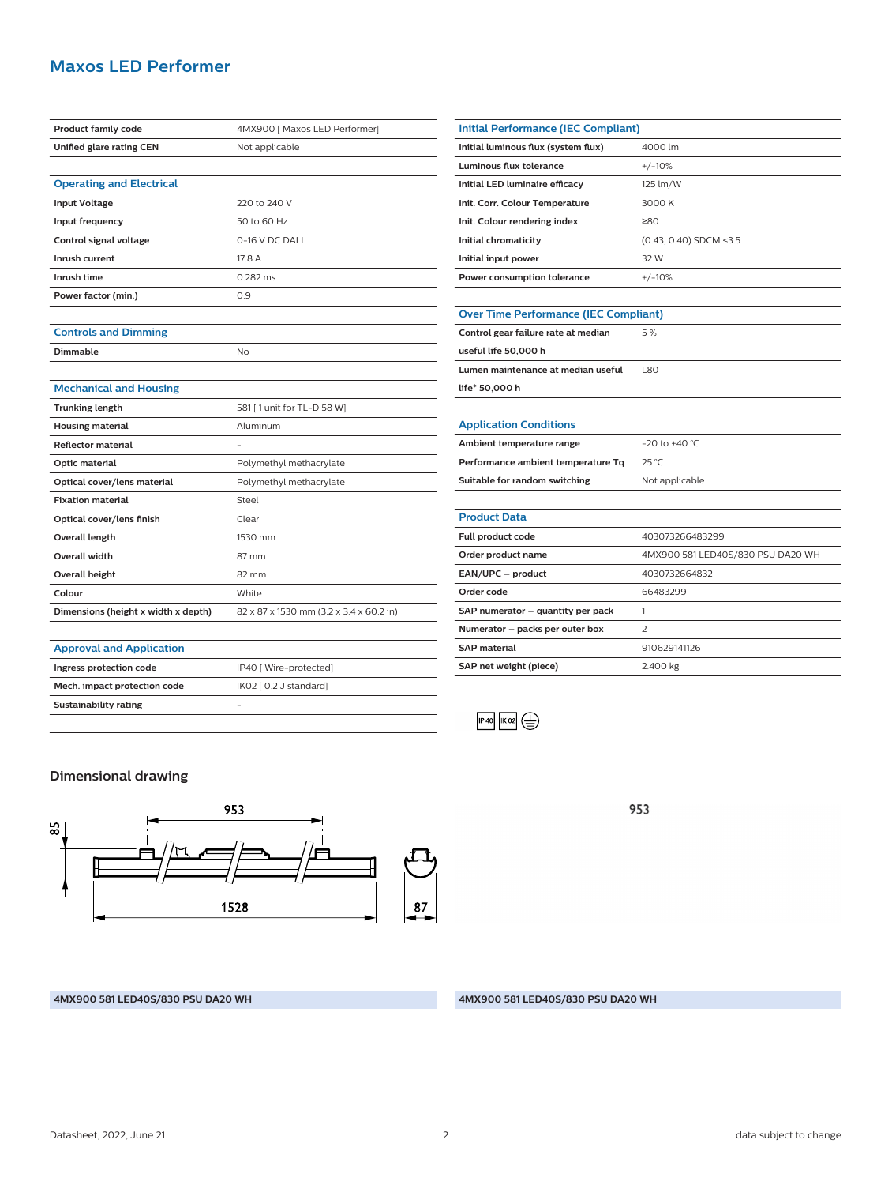# Maxos LED Performer

| | |
|---|---|
| Product family code | 4MX900 [ Maxos LED Performer] |
| Unified glare rating CEN | Not applicable |

## Operating and Electrical

| | |
|---|---|
| Input Voltage | 220 to 240 V |
| Input frequency | 50 to 60 Hz |
| Control signal voltage | 0-16 V DC DALI |
| Inrush current | 17.8 A |
| Inrush time | 0.282 ms |
| Power factor (min.) | 0.9 |

## Controls and Dimming

| | |
|---|---|
| Dimmable | No |

## Mechanical and Housing

| | |
|---|---|
| Trunking length | 581 [ 1 unit for TL-D 58 W] |
| Housing material | Aluminum |
| Reflector material | - |
| Optic material | Polymethyl methacrylate |
| Optical cover/lens material | Polymethyl methacrylate |
| Fixation material | Steel |
| Optical cover/lens finish | Clear |
| Overall length | 1530 mm |
| Overall width | 87 mm |
| Overall height | 82 mm |
| Colour | White |
| Dimensions (height x width x depth) | 82 x 87 x 1530 mm (3.2 x 3.4 x 60.2 in) |

## Approval and Application

| | |
|---|---|
| Ingress protection code | IP40 [ Wire-protected] |
| Mech. impact protection code | IK02 [ 0.2 J standard] |
| Sustainability rating | - |

## Initial Performance (IEC Compliant)

| | |
|---|---|
| Initial luminous flux (system flux) | 4000 lm |
| Luminous flux tolerance | +/-10% |
| Initial LED luminaire efficacy | 125 lm/W |
| Init. Corr. Colour Temperature | 3000 K |
| Init. Colour rendering index | ≥80 |
| Initial chromaticity | (0.43, 0.40) SDCM <3.5 |
| Initial input power | 32 W |
| Power consumption tolerance | +/-10% |

## Over Time Performance (IEC Compliant)

| | |
|---|---|
| Control gear failure rate at median useful life 50,000 h | 5 % |
| Lumen maintenance at median useful life* 50,000 h | L80 |

## Application Conditions

| | |
|---|---|
| Ambient temperature range | -20 to +40 °C |
| Performance ambient temperature Tq | 25 °C |
| Suitable for random switching | Not applicable |

## Product Data

| | |
|---|---|
| Full product code | 403073266483299 |
| Order product name | 4MX900 581 LED40S/830 PSU DA20 WH |
| EAN/UPC – product | 4030732664832 |
| Order code | 66483299 |
| SAP numerator – quantity per pack | 1 |
| Numerator – packs per outer box | 2 |
| SAP material | 910629141126 |
| SAP net weight (piece) | 2.400 kg |

IP40 IK02

## Dimensional drawing

953

85

1528

87

953

4MX900 581 LED40S/830 PSU DA20 WH

4MX900 581 LED40S/830 PSU DA20 WH

Datasheet, 2022, June 21

data subject to change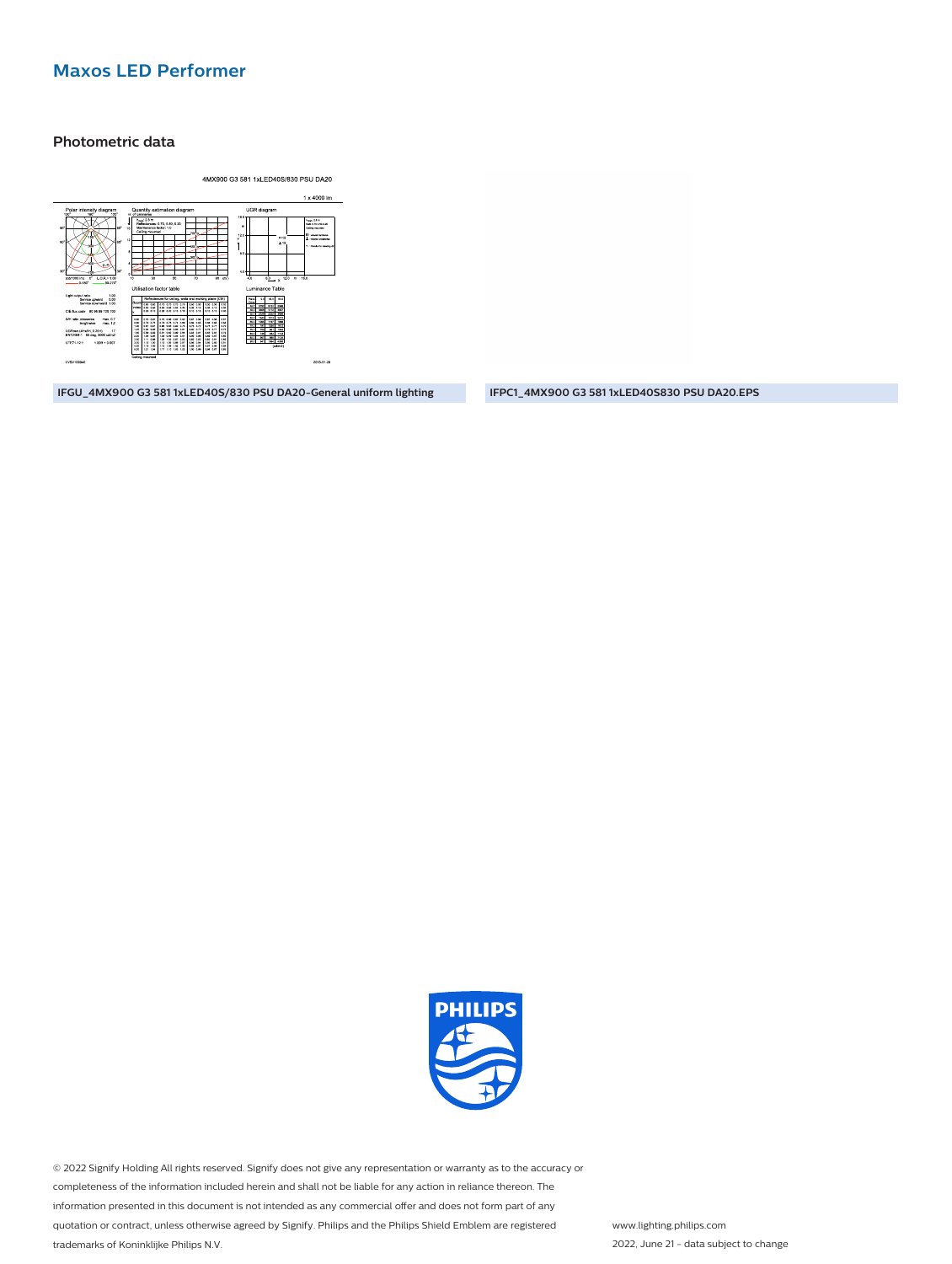# Maxos LED Performer

## Photometric data

4MX900 G3 581 1xLED40S/830 PSU DA20

1 x 4000 lm

Polar intensity diagram

Quantity estimation diagram

UGR diagram

Utilisation factor table

Luminance Table

LVS1109943

2015-01-20

Ceiling mounted

**IFGU_4MX900 G3 581 1xLED40S/830 PSU DA20-General uniform lighting**

**IFPC1_4MX900 G3 581 1xLED40S830 PSU DA20.EPS**

© 2022 Signify Holding All rights reserved. Signify does not give any representation or warranty as to the accuracy or completeness of the information included herein and shall not be liable for any action in reliance thereon. The information presented in this document is not intended as any commercial offer and does not form part of any quotation or contract, unless otherwise agreed by Signify. Philips and the Philips Shield Emblem are registered trademarks of Koninklijke Philips N.V.

www.lighting.philips.com

2022, June 21 - data subject to change